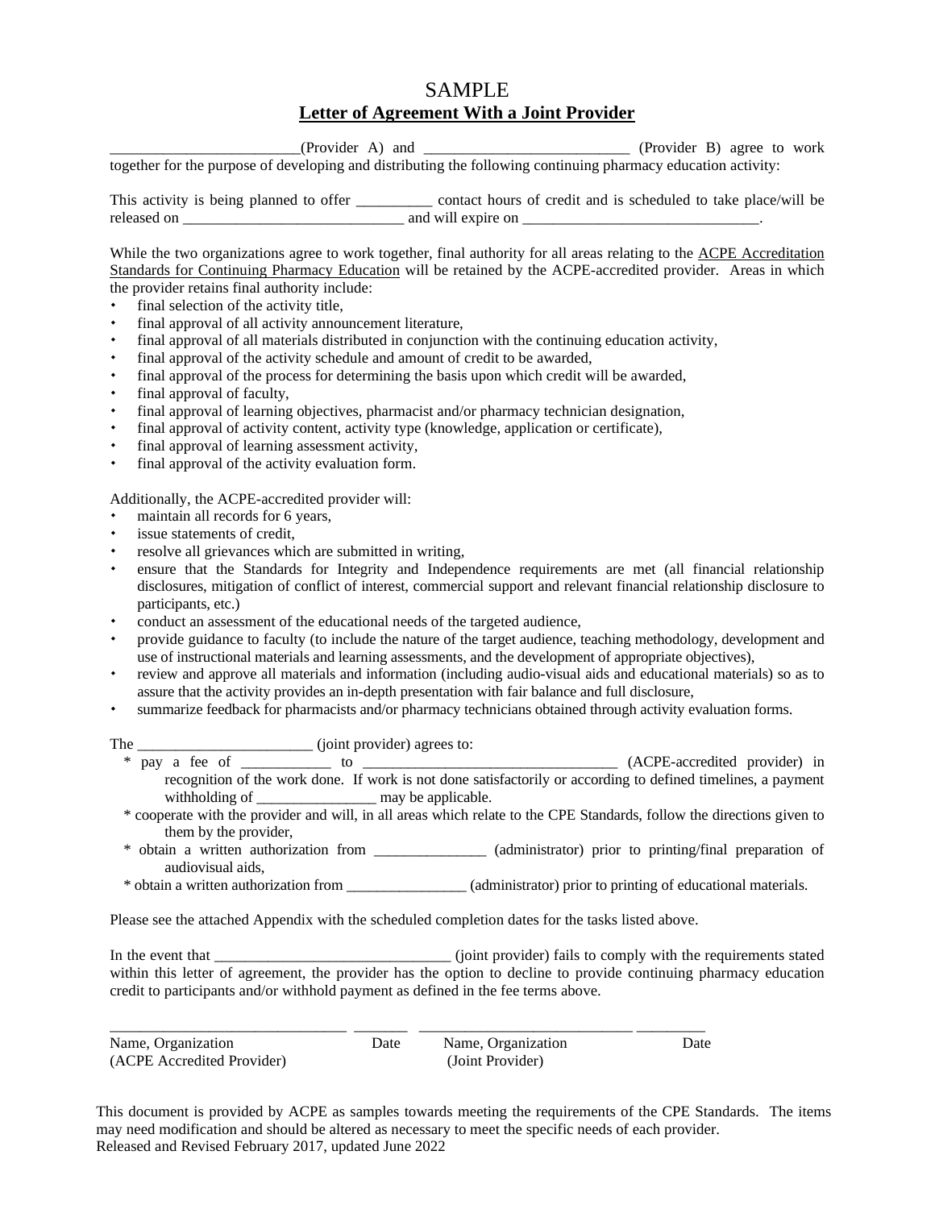# SAMPLE

## Letter of Agreement With a Joint Provider

________________________(Provider A) and __________________________ (Provider B) agree to work together for the purpose of developing and distributing the following continuing pharmacy education activity:

This activity is being planned to offer __________ contact hours of credit and is scheduled to take place/will be released on _____________________________ and will expire on _______________________________.

While the two organizations agree to work together, final authority for all areas relating to the ACPE Accreditation Standards for Continuing Pharmacy Education will be retained by the ACPE-accredited provider. Areas in which the provider retains final authority include:

- final selection of the activity title,
- final approval of all activity announcement literature,
- final approval of all materials distributed in conjunction with the continuing education activity,
- final approval of the activity schedule and amount of credit to be awarded,
- final approval of the process for determining the basis upon which credit will be awarded,
- final approval of faculty,
- final approval of learning objectives, pharmacist and/or pharmacy technician designation,
- final approval of activity content, activity type (knowledge, application or certificate),
- final approval of learning assessment activity,
- final approval of the activity evaluation form.

Additionally, the ACPE-accredited provider will:

- maintain all records for 6 years,
- issue statements of credit,
- resolve all grievances which are submitted in writing,
- ensure that the Standards for Integrity and Independence requirements are met (all financial relationship disclosures, mitigation of conflict of interest, commercial support and relevant financial relationship disclosure to participants, etc.)
- conduct an assessment of the educational needs of the targeted audience,
- provide guidance to faculty (to include the nature of the target audience, teaching methodology, development and use of instructional materials and learning assessments, and the development of appropriate objectives),
- review and approve all materials and information (including audio-visual aids and educational materials) so as to assure that the activity provides an in-depth presentation with fair balance and full disclosure,
- summarize feedback for pharmacists and/or pharmacy technicians obtained through activity evaluation forms.

The _______________________ (joint provider) agrees to:

- pay a fee of ____________ to __________________________________ (ACPE-accredited provider) in recognition of the work done. If work is not done satisfactorily or according to defined timelines, a payment withholding of ________________ may be applicable.
- cooperate with the provider and will, in all areas which relate to the CPE Standards, follow the directions given to them by the provider,
- obtain a written authorization from _______________ (administrator) prior to printing/final preparation of audiovisual aids,
- obtain a written authorization from ________________ (administrator) prior to printing of educational materials.

Please see the attached Appendix with the scheduled completion dates for the tasks listed above.

In the event that _______________________________ (joint provider) fails to comply with the requirements stated within this letter of agreement, the provider has the option to decline to provide continuing pharmacy education credit to participants and/or withhold payment as defined in the fee terms above.

_______________________________ _______ ____________________________ _________

Name, Organization (ACPE Accredited Provider) — Date — Name, Organization (Joint Provider) — Date

This document is provided by ACPE as samples towards meeting the requirements of the CPE Standards. The items may need modification and should be altered as necessary to meet the specific needs of each provider.
Released and Revised February 2017, updated June 2022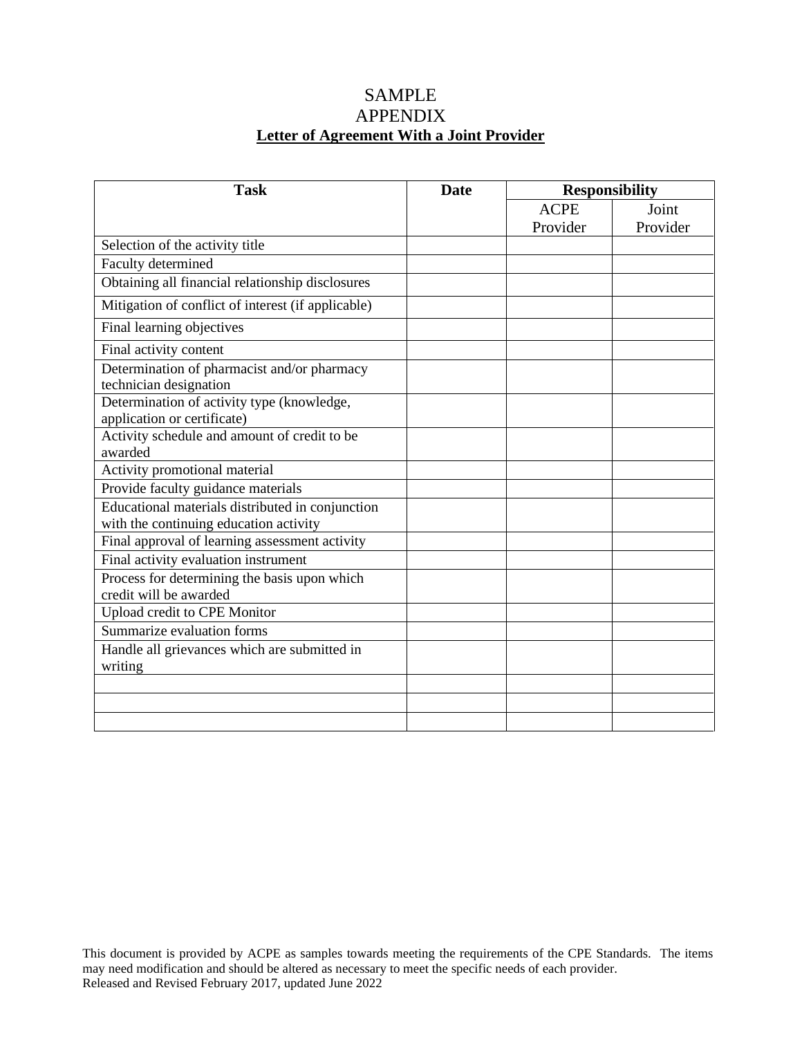# SAMPLE
# APPENDIX
## **Letter of Agreement With a Joint Provider**

| Task | Date | Responsibility | |
|---|---|---|---|
| | | ACPE Provider | Joint Provider |
| Selection of the activity title | | | |
| Faculty determined | | | |
| Obtaining all financial relationship disclosures | | | |
| Mitigation of conflict of interest (if applicable) | | | |
| Final learning objectives | | | |
| Final activity content | | | |
| Determination of pharmacist and/or pharmacy technician designation | | | |
| Determination of activity type (knowledge, application or certificate) | | | |
| Activity schedule and amount of credit to be awarded | | | |
| Activity promotional material | | | |
| Provide faculty guidance materials | | | |
| Educational materials distributed in conjunction with the continuing education activity | | | |
| Final approval of learning assessment activity | | | |
| Final activity evaluation instrument | | | |
| Process for determining the basis upon which credit will be awarded | | | |
| Upload credit to CPE Monitor | | | |
| Summarize evaluation forms | | | |
| Handle all grievances which are submitted in writing | | | |
| | | | |
| | | | |
| | | | |

This document is provided by ACPE as samples towards meeting the requirements of the CPE Standards. The items may need modification and should be altered as necessary to meet the specific needs of each provider.
Released and Revised February 2017, updated June 2022